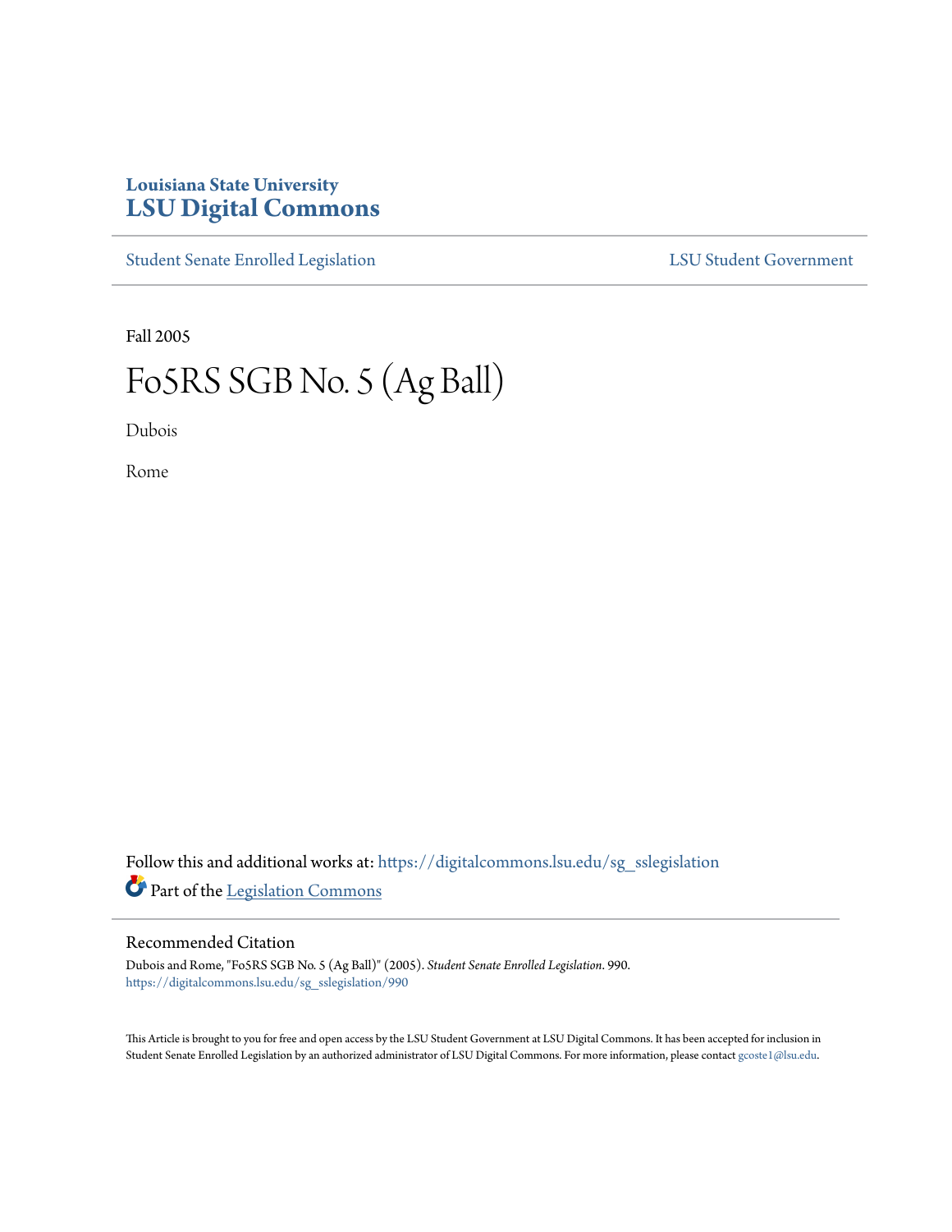Louisiana State University

# LSU Digital Commons

Student Senate Enrolled Legislation

LSU Student Government

Fall 2005

# Fo5RS SGB No. 5 (Ag Ball)

Dubois

Rome

Follow this and additional works at: https://digitalcommons.lsu.edu/sg_sslegislation

Part of the Legislation Commons

## Recommended Citation

Dubois and Rome, "Fo5RS SGB No. 5 (Ag Ball)" (2005). *Student Senate Enrolled Legislation*. 990.
https://digitalcommons.lsu.edu/sg_sslegislation/990

This Article is brought to you for free and open access by the LSU Student Government at LSU Digital Commons. It has been accepted for inclusion in Student Senate Enrolled Legislation by an authorized administrator of LSU Digital Commons. For more information, please contact gcoste1@lsu.edu.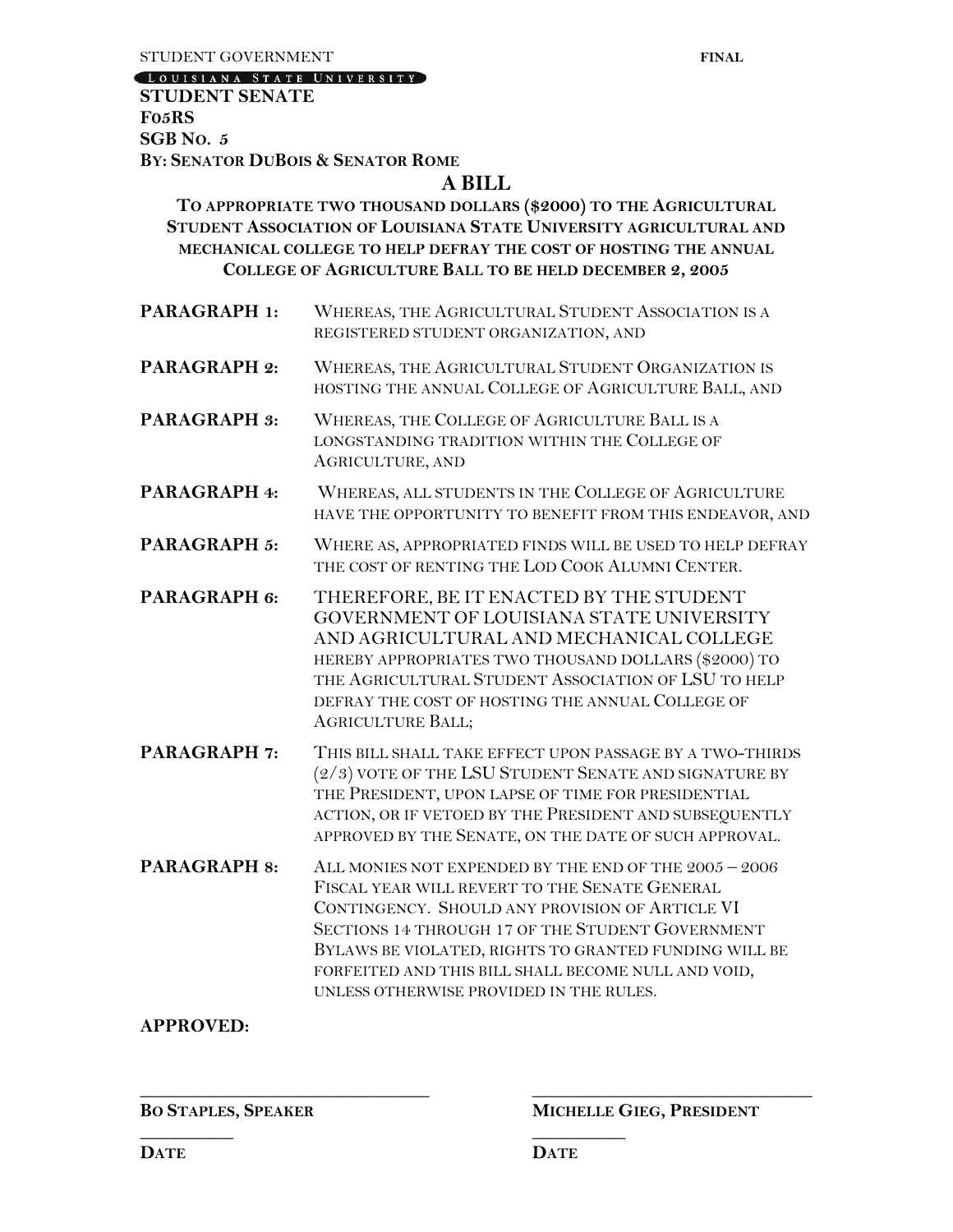STUDENT GOVERNMENT **FINAL**

LOUISIANA STATE UNIVERSITY

**STUDENT SENATE**
**F05RS**
**SGB NO. 5**
**BY: SENATOR DUBOIS & SENATOR ROME**

# A BILL

**TO APPROPRIATE TWO THOUSAND DOLLARS ($2000) TO THE AGRICULTURAL STUDENT ASSOCIATION OF LOUISIANA STATE UNIVERSITY AGRICULTURAL AND MECHANICAL COLLEGE TO HELP DEFRAY THE COST OF HOSTING THE ANNUAL COLLEGE OF AGRICULTURE BALL TO BE HELD DECEMBER 2, 2005**

**PARAGRAPH 1:** WHEREAS, THE AGRICULTURAL STUDENT ASSOCIATION IS A REGISTERED STUDENT ORGANIZATION, AND

**PARAGRAPH 2:** WHEREAS, THE AGRICULTURAL STUDENT ORGANIZATION IS HOSTING THE ANNUAL COLLEGE OF AGRICULTURE BALL, AND

**PARAGRAPH 3:** WHEREAS, THE COLLEGE OF AGRICULTURE BALL IS A LONGSTANDING TRADITION WITHIN THE COLLEGE OF AGRICULTURE, AND

**PARAGRAPH 4:** WHEREAS, ALL STUDENTS IN THE COLLEGE OF AGRICULTURE HAVE THE OPPORTUNITY TO BENEFIT FROM THIS ENDEAVOR, AND

**PARAGRAPH 5:** WHERE AS, APPROPRIATED FINDS WILL BE USED TO HELP DEFRAY THE COST OF RENTING THE LOD COOK ALUMNI CENTER.

**PARAGRAPH 6:** THEREFORE, BE IT ENACTED BY THE STUDENT GOVERNMENT OF LOUISIANA STATE UNIVERSITY AND AGRICULTURAL AND MECHANICAL COLLEGE HEREBY APPROPRIATES TWO THOUSAND DOLLARS ($2000) TO THE AGRICULTURAL STUDENT ASSOCIATION OF LSU TO HELP DEFRAY THE COST OF HOSTING THE ANNUAL COLLEGE OF AGRICULTURE BALL;

**PARAGRAPH 7:** THIS BILL SHALL TAKE EFFECT UPON PASSAGE BY A TWO-THIRDS (2/3) VOTE OF THE LSU STUDENT SENATE AND SIGNATURE BY THE PRESIDENT, UPON LAPSE OF TIME FOR PRESIDENTIAL ACTION, OR IF VETOED BY THE PRESIDENT AND SUBSEQUENTLY APPROVED BY THE SENATE, ON THE DATE OF SUCH APPROVAL.

**PARAGRAPH 8:** ALL MONIES NOT EXPENDED BY THE END OF THE 2005 – 2006 FISCAL YEAR WILL REVERT TO THE SENATE GENERAL CONTINGENCY. SHOULD ANY PROVISION OF ARTICLE VI SECTIONS 14 THROUGH 17 OF THE STUDENT GOVERNMENT BYLAWS BE VIOLATED, RIGHTS TO GRANTED FUNDING WILL BE FORFEITED AND THIS BILL SHALL BECOME NULL AND VOID, UNLESS OTHERWISE PROVIDED IN THE RULES.

**APPROVED:**

______________________________ ______________________________
**BO STAPLES, SPEAKER** **MICHELLE GIEG, PRESIDENT**

__________ __________
**DATE** **DATE**